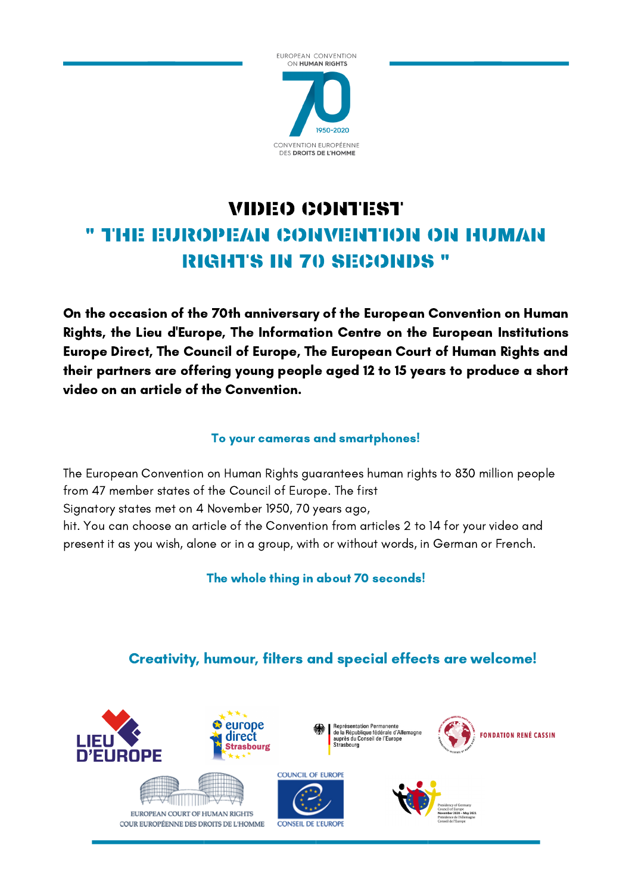EUROPEAN CONVENTION ON HUMAN RIGHTS

70

1950-2020

CONVENTION EUROPÉENNE DES DROITS DE L'HOMME

# VIDEO CONTEST

## " THE EUROPEAN CONVENTION ON HUMAN RIGHTS IN 70 SECONDS "

**On the occasion of the 70th anniversary of the European Convention on Human Rights, the Lieu d'Europe, The Information Centre on the European Institutions Europe Direct, The Council of Europe, The European Court of Human Rights and their partners are offering young people aged 12 to 15 years to produce a short video on an article of the Convention.**

**To your cameras and smartphones!**

The European Convention on Human Rights guarantees human rights to 830 million people from 47 member states of the Council of Europe. The first
Signatory states met on 4 November 1950, 70 years ago,
hit. You can choose an article of the Convention from articles 2 to 14 for your video and present it as you wish, alone or in a group, with or without words, in German or French.

**The whole thing in about 70 seconds!**

**Creativity, humour, filters and special effects are welcome!**

LIEU D'EUROPE

europe direct Strasbourg

Représentation Permanente de la République fédérale d'Allemagne auprès du Conseil de l'Europe Strasbourg

FONDATION RENÉ CASSIN

EUROPEAN COURT OF HUMAN RIGHTS
COUR EUROPÉENNE DES DROITS DE L'HOMME

COUNCIL OF EUROPE
CONSEIL DE L'EUROPE

Presidency of Germany
Council of Europe
November 2020 – May 2021
Présidence de l'Allemagne
Conseil de l'Europe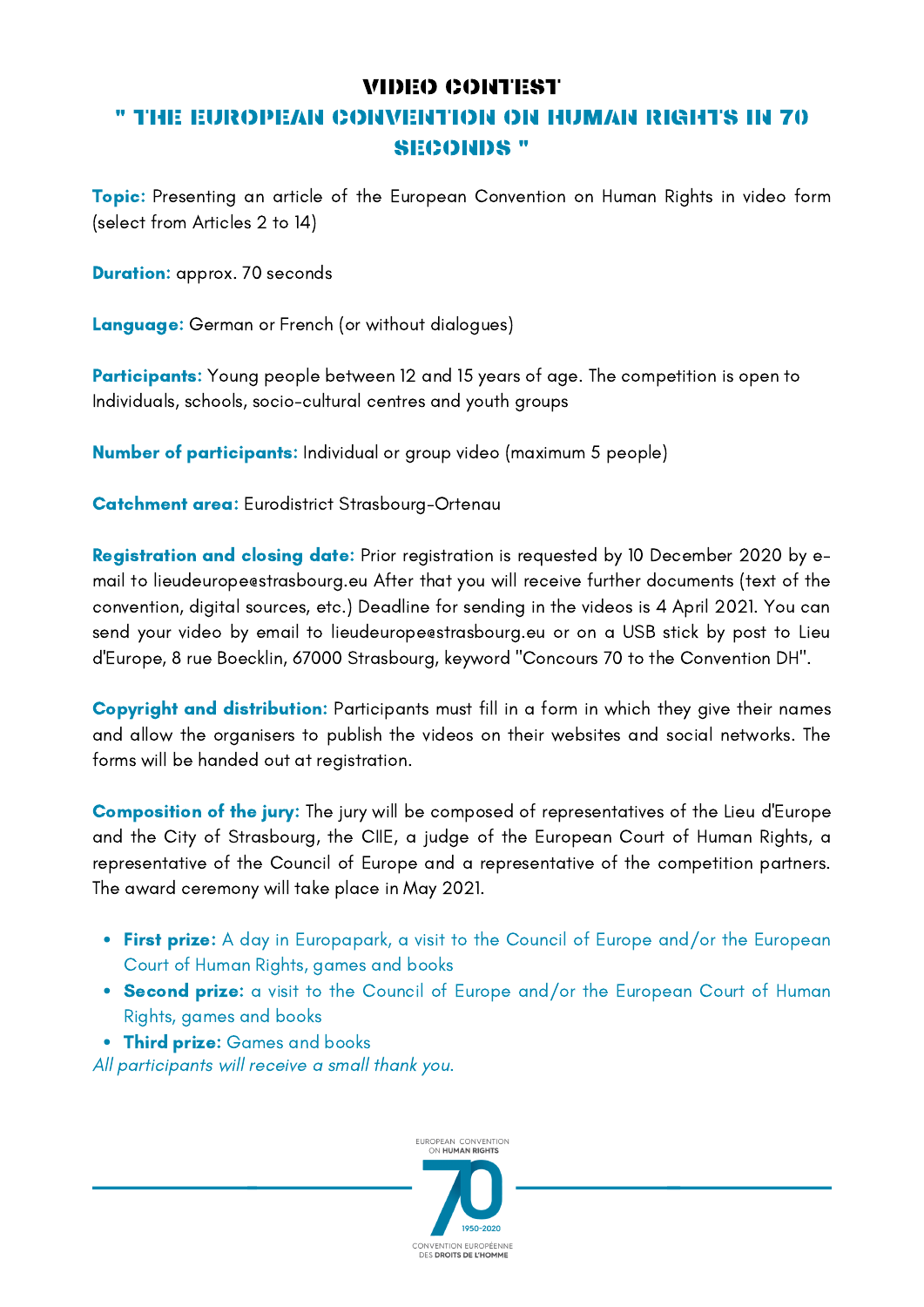# VIDEO CONTEST

## " THE EUROPEAN CONVENTION ON HUMAN RIGHTS IN 70 SECONDS "

**Topic:** Presenting an article of the European Convention on Human Rights in video form (select from Articles 2 to 14)

**Duration:** approx. 70 seconds

**Language:** German or French (or without dialogues)

**Participants:** Young people between 12 and 15 years of age. The competition is open to Individuals, schools, socio-cultural centres and youth groups

**Number of participants:** Individual or group video (maximum 5 people)

**Catchment area:** Eurodistrict Strasbourg-Ortenau

**Registration and closing date:** Prior registration is requested by 10 December 2020 by e-mail to lieudeurope@strasbourg.eu After that you will receive further documents (text of the convention, digital sources, etc.) Deadline for sending in the videos is 4 April 2021. You can send your video by email to lieudeurope@strasbourg.eu or on a USB stick by post to Lieu d'Europe, 8 rue Boecklin, 67000 Strasbourg, keyword "Concours 70 to the Convention DH".

**Copyright and distribution:** Participants must fill in a form in which they give their names and allow the organisers to publish the videos on their websites and social networks. The forms will be handed out at registration.

**Composition of the jury:** The jury will be composed of representatives of the Lieu d'Europe and the City of Strasbourg, the CIIE, a judge of the European Court of Human Rights, a representative of the Council of Europe and a representative of the competition partners. The award ceremony will take place in May 2021.

- **First prize:** A day in Europapark, a visit to the Council of Europe and/or the European Court of Human Rights, games and books
- **Second prize:** a visit to the Council of Europe and/or the European Court of Human Rights, games and books
- **Third prize:** Games and books

*All participants will receive a small thank you.*

EUROPEAN CONVENTION ON HUMAN RIGHTS
70
1950-2020
CONVENTION EUROPÉENNE DES DROITS DE L'HOMME